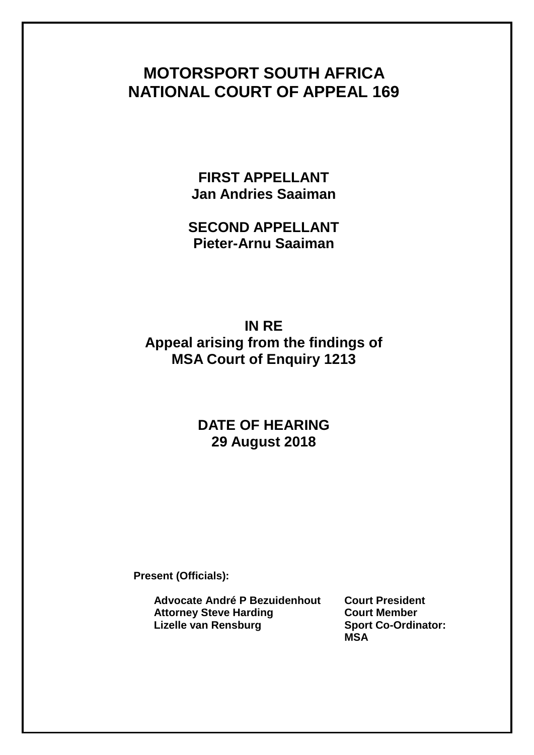# MOTORSPORT SOUTH AFRICA
# NATIONAL COURT OF APPEAL 169

**FIRST APPELLANT**
**Jan Andries Saaiman**

**SECOND APPELLANT**
**Pieter-Arnu Saaiman**

**IN RE**
**Appeal arising from the findings of**
**MSA Court of Enquiry 1213**

**DATE OF HEARING**
**29 August 2018**

**Present (Officials):**

| | |
|---|---|
| **Advocate André P Bezuidenhout** | **Court President** |
| **Attorney Steve Harding** | **Court Member** |
| **Lizelle van Rensburg** | **Sport Co-Ordinator: MSA** |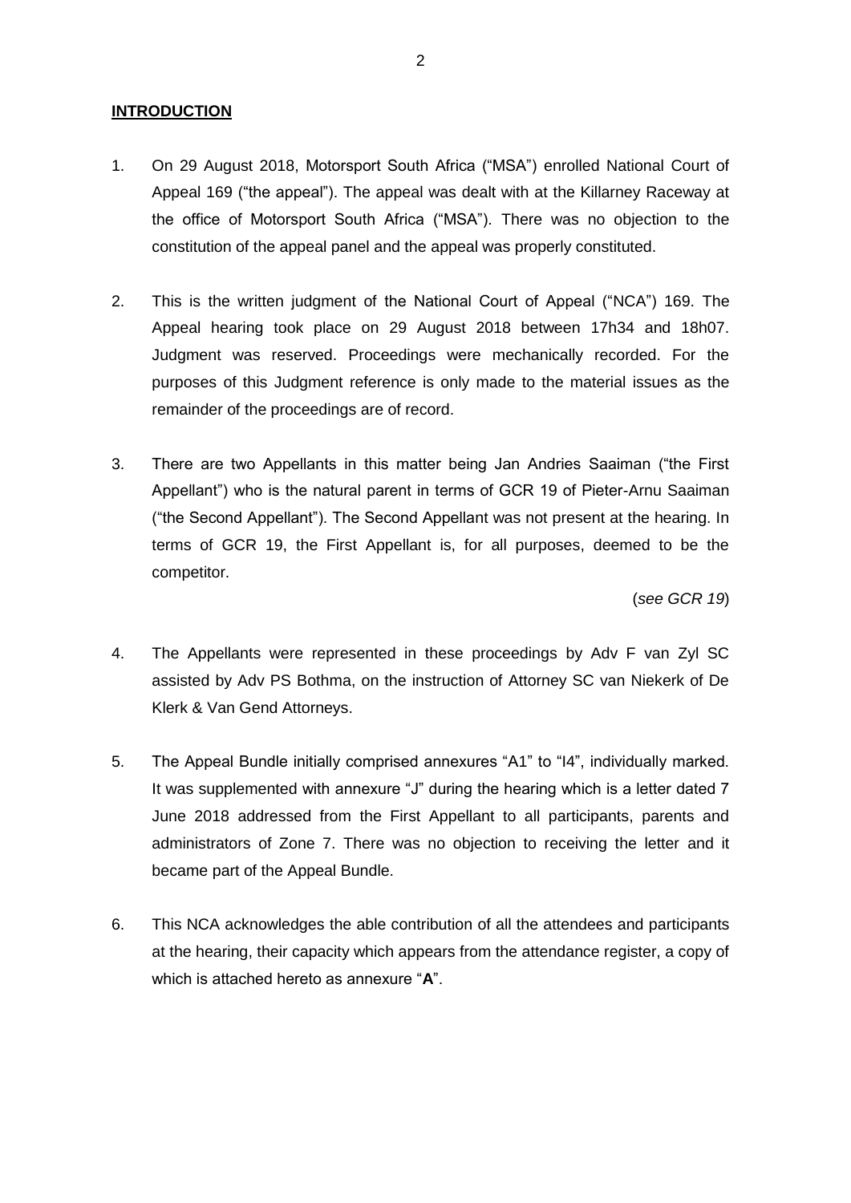## INTRODUCTION

1. On 29 August 2018, Motorsport South Africa ("MSA") enrolled National Court of Appeal 169 ("the appeal"). The appeal was dealt with at the Killarney Raceway at the office of Motorsport South Africa ("MSA"). There was no objection to the constitution of the appeal panel and the appeal was properly constituted.

2. This is the written judgment of the National Court of Appeal ("NCA") 169. The Appeal hearing took place on 29 August 2018 between 17h34 and 18h07. Judgment was reserved. Proceedings were mechanically recorded. For the purposes of this Judgment reference is only made to the material issues as the remainder of the proceedings are of record.

3. There are two Appellants in this matter being Jan Andries Saaiman ("the First Appellant") who is the natural parent in terms of GCR 19 of Pieter-Arnu Saaiman ("the Second Appellant"). The Second Appellant was not present at the hearing. In terms of GCR 19, the First Appellant is, for all purposes, deemed to be the competitor.

   (*see GCR 19*)

4. The Appellants were represented in these proceedings by Adv F van Zyl SC assisted by Adv PS Bothma, on the instruction of Attorney SC van Niekerk of De Klerk & Van Gend Attorneys.

5. The Appeal Bundle initially comprised annexures "A1" to "I4", individually marked. It was supplemented with annexure "J" during the hearing which is a letter dated 7 June 2018 addressed from the First Appellant to all participants, parents and administrators of Zone 7. There was no objection to receiving the letter and it became part of the Appeal Bundle.

6. This NCA acknowledges the able contribution of all the attendees and participants at the hearing, their capacity which appears from the attendance register, a copy of which is attached hereto as annexure "**A**".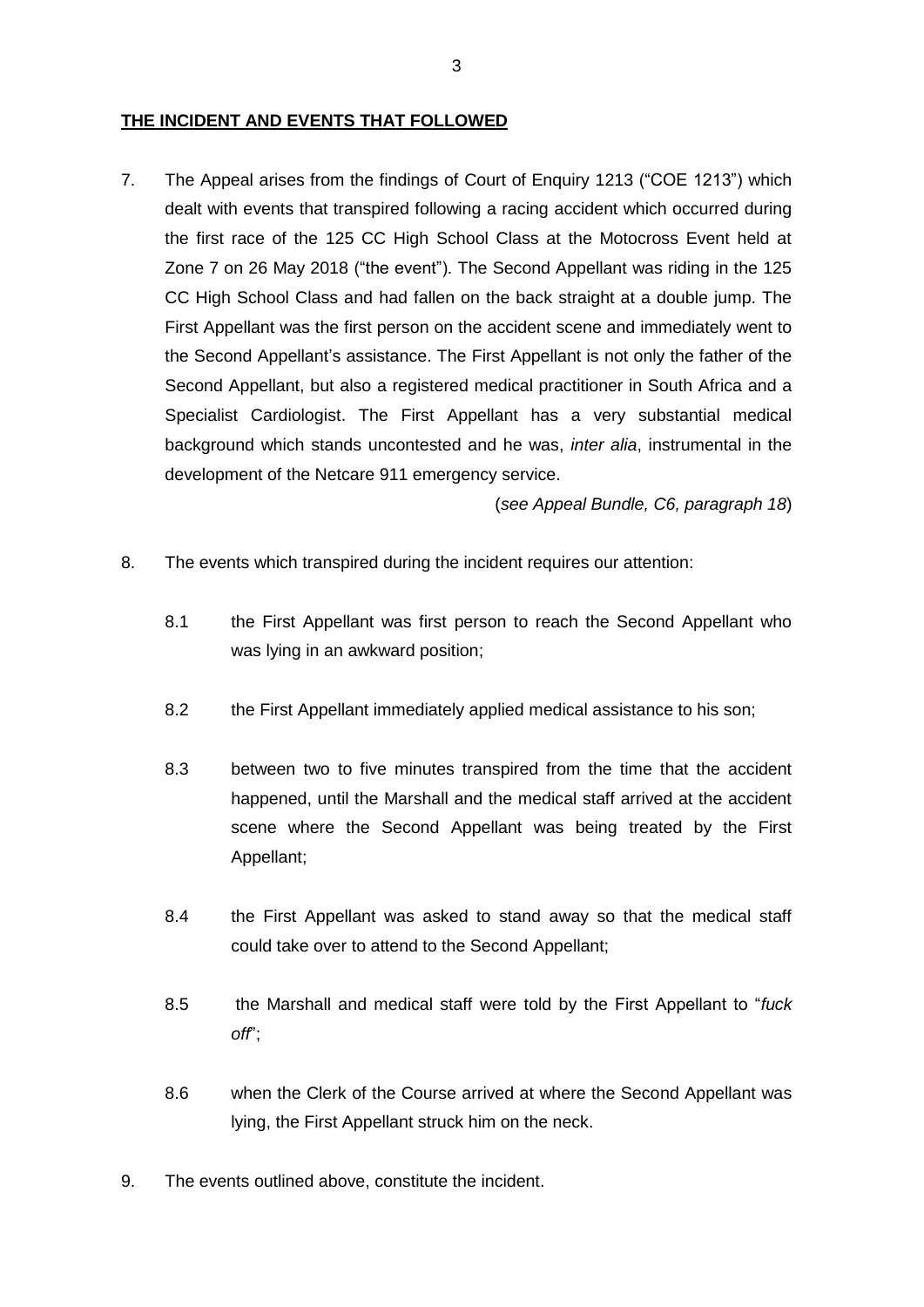**THE INCIDENT AND EVENTS THAT FOLLOWED**

7. The Appeal arises from the findings of Court of Enquiry 1213 ("COE 1213") which dealt with events that transpired following a racing accident which occurred during the first race of the 125 CC High School Class at the Motocross Event held at Zone 7 on 26 May 2018 ("the event"). The Second Appellant was riding in the 125 CC High School Class and had fallen on the back straight at a double jump. The First Appellant was the first person on the accident scene and immediately went to the Second Appellant's assistance. The First Appellant is not only the father of the Second Appellant, but also a registered medical practitioner in South Africa and a Specialist Cardiologist. The First Appellant has a very substantial medical background which stands uncontested and he was, *inter alia*, instrumental in the development of the Netcare 911 emergency service.

   (*see Appeal Bundle, C6, paragraph 18*)

8. The events which transpired during the incident requires our attention:

   8.1 the First Appellant was first person to reach the Second Appellant who was lying in an awkward position;

   8.2 the First Appellant immediately applied medical assistance to his son;

   8.3 between two to five minutes transpired from the time that the accident happened, until the Marshall and the medical staff arrived at the accident scene where the Second Appellant was being treated by the First Appellant;

   8.4 the First Appellant was asked to stand away so that the medical staff could take over to attend to the Second Appellant;

   8.5 the Marshall and medical staff were told by the First Appellant to "*fuck off*";

   8.6 when the Clerk of the Course arrived at where the Second Appellant was lying, the First Appellant struck him on the neck.

9. The events outlined above, constitute the incident.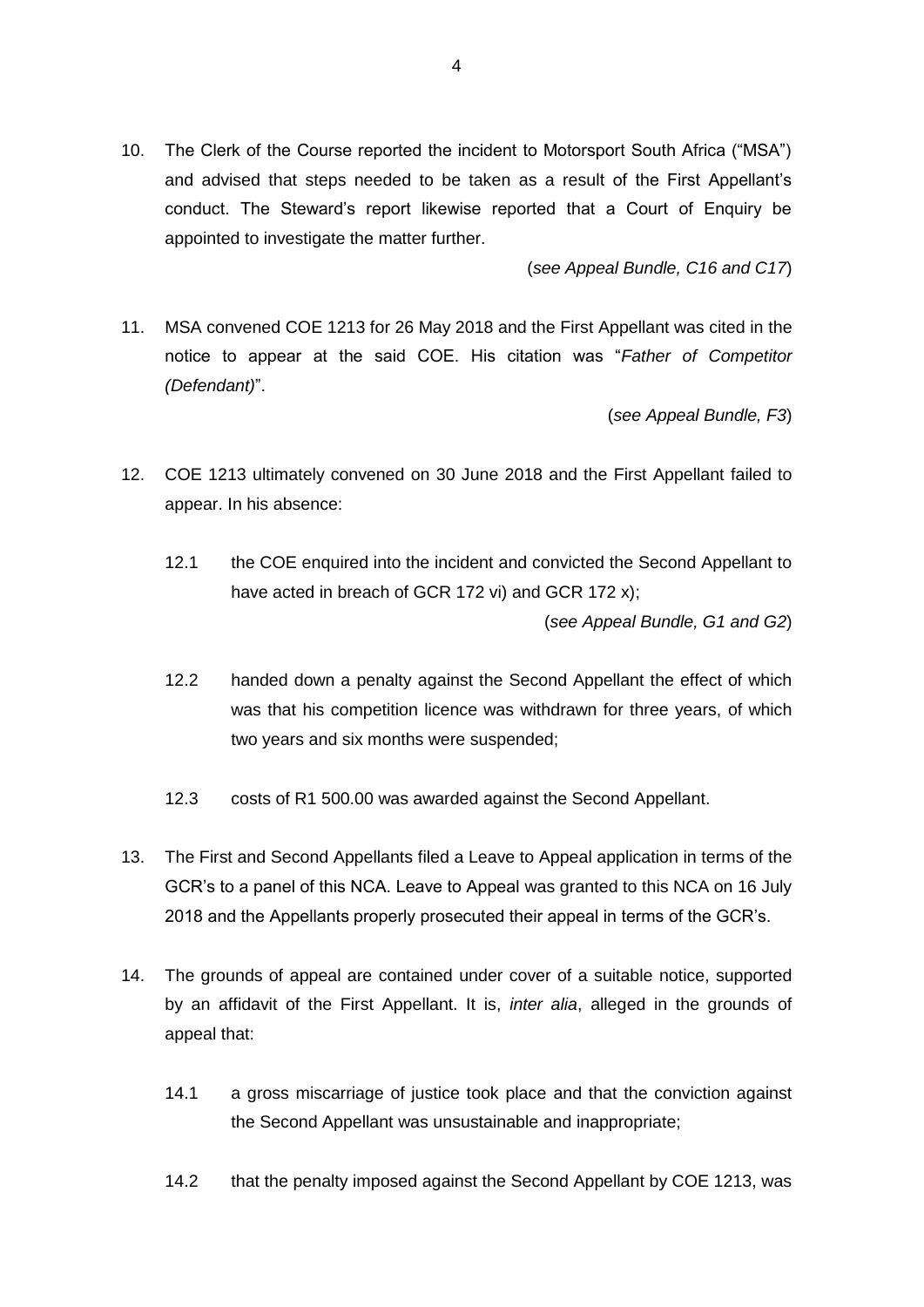10. The Clerk of the Course reported the incident to Motorsport South Africa ("MSA") and advised that steps needed to be taken as a result of the First Appellant's conduct. The Steward's report likewise reported that a Court of Enquiry be appointed to investigate the matter further.

    (*see Appeal Bundle, C16 and C17*)

11. MSA convened COE 1213 for 26 May 2018 and the First Appellant was cited in the notice to appear at the said COE. His citation was "*Father of Competitor (Defendant)*".

    (*see Appeal Bundle, F3*)

12. COE 1213 ultimately convened on 30 June 2018 and the First Appellant failed to appear. In his absence:

    12.1 the COE enquired into the incident and convicted the Second Appellant to have acted in breach of GCR 172 vi) and GCR 172 x);

    (*see Appeal Bundle, G1 and G2*)

    12.2 handed down a penalty against the Second Appellant the effect of which was that his competition licence was withdrawn for three years, of which two years and six months were suspended;

    12.3 costs of R1 500.00 was awarded against the Second Appellant.

13. The First and Second Appellants filed a Leave to Appeal application in terms of the GCR's to a panel of this NCA. Leave to Appeal was granted to this NCA on 16 July 2018 and the Appellants properly prosecuted their appeal in terms of the GCR's.

14. The grounds of appeal are contained under cover of a suitable notice, supported by an affidavit of the First Appellant. It is, *inter alia*, alleged in the grounds of appeal that:

    14.1 a gross miscarriage of justice took place and that the conviction against the Second Appellant was unsustainable and inappropriate;

    14.2 that the penalty imposed against the Second Appellant by COE 1213, was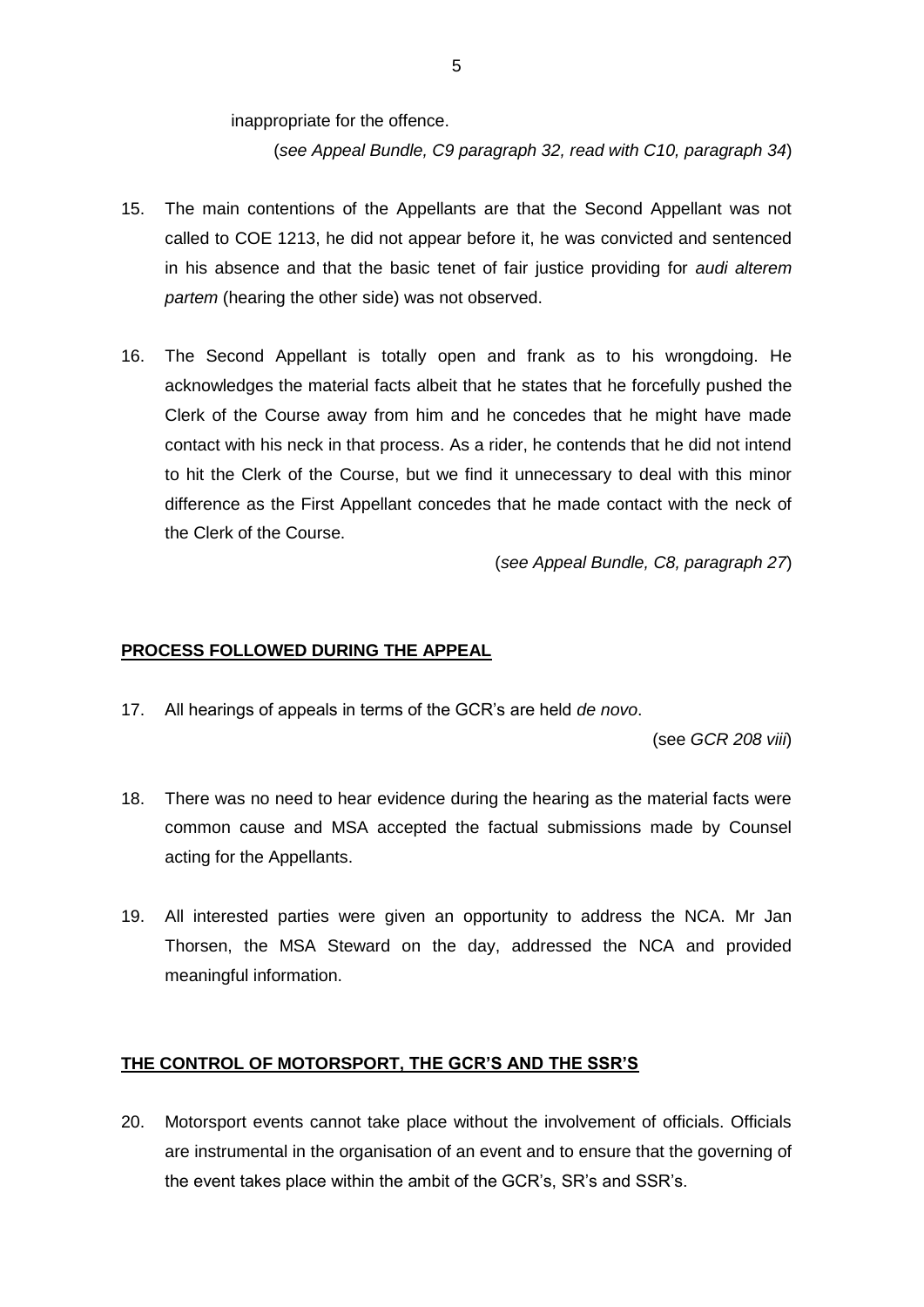inappropriate for the offence.

(*see Appeal Bundle, C9 paragraph 32, read with C10, paragraph 34*)

15. The main contentions of the Appellants are that the Second Appellant was not called to COE 1213, he did not appear before it, he was convicted and sentenced in his absence and that the basic tenet of fair justice providing for *audi alterem partem* (hearing the other side) was not observed.

16. The Second Appellant is totally open and frank as to his wrongdoing. He acknowledges the material facts albeit that he states that he forcefully pushed the Clerk of the Course away from him and he concedes that he might have made contact with his neck in that process. As a rider, he contends that he did not intend to hit the Clerk of the Course, but we find it unnecessary to deal with this minor difference as the First Appellant concedes that he made contact with the neck of the Clerk of the Course.

(*see Appeal Bundle, C8, paragraph 27*)

## **PROCESS FOLLOWED DURING THE APPEAL**

17. All hearings of appeals in terms of the GCR's are held *de novo*.

(see *GCR 208 viii*)

18. There was no need to hear evidence during the hearing as the material facts were common cause and MSA accepted the factual submissions made by Counsel acting for the Appellants.

19. All interested parties were given an opportunity to address the NCA. Mr Jan Thorsen, the MSA Steward on the day, addressed the NCA and provided meaningful information.

## **THE CONTROL OF MOTORSPORT, THE GCR'S AND THE SSR'S**

20. Motorsport events cannot take place without the involvement of officials. Officials are instrumental in the organisation of an event and to ensure that the governing of the event takes place within the ambit of the GCR's, SR's and SSR's.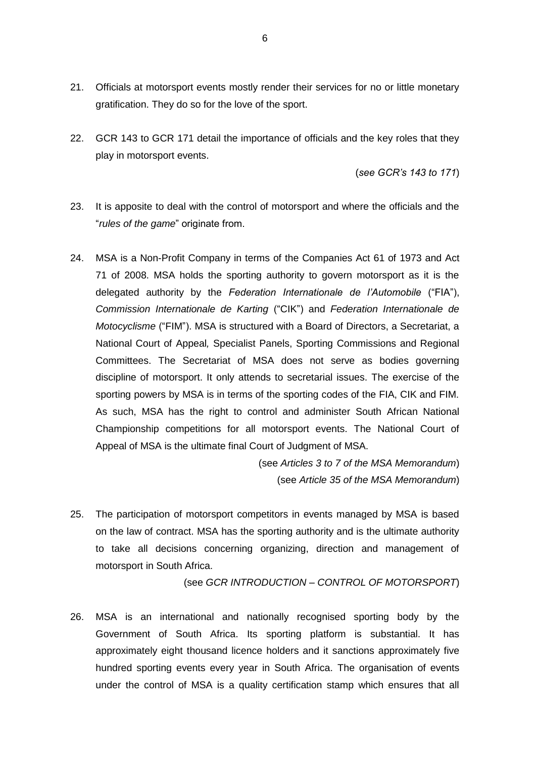21. Officials at motorsport events mostly render their services for no or little monetary gratification. They do so for the love of the sport.

22. GCR 143 to GCR 171 detail the importance of officials and the key roles that they play in motorsport events.

    (*see GCR's 143 to 171*)

23. It is apposite to deal with the control of motorsport and where the officials and the "*rules of the game*" originate from.

24. MSA is a Non-Profit Company in terms of the Companies Act 61 of 1973 and Act 71 of 2008. MSA holds the sporting authority to govern motorsport as it is the delegated authority by the *Federation Internationale de l'Automobile* ("FIA"), *Commission Internationale de Karting* ("CIK") and *Federation Internationale de Motocyclisme* ("FIM"). MSA is structured with a Board of Directors, a Secretariat, a National Court of Appeal*,* Specialist Panels, Sporting Commissions and Regional Committees. The Secretariat of MSA does not serve as bodies governing discipline of motorsport. It only attends to secretarial issues. The exercise of the sporting powers by MSA is in terms of the sporting codes of the FIA, CIK and FIM. As such, MSA has the right to control and administer South African National Championship competitions for all motorsport events. The National Court of Appeal of MSA is the ultimate final Court of Judgment of MSA.

    (see *Articles 3 to 7 of the MSA Memorandum*)
    (see *Article 35 of the MSA Memorandum*)

25. The participation of motorsport competitors in events managed by MSA is based on the law of contract. MSA has the sporting authority and is the ultimate authority to take all decisions concerning organizing, direction and management of motorsport in South Africa.

    (see *GCR INTRODUCTION – CONTROL OF MOTORSPORT*)

26. MSA is an international and nationally recognised sporting body by the Government of South Africa. Its sporting platform is substantial. It has approximately eight thousand licence holders and it sanctions approximately five hundred sporting events every year in South Africa. The organisation of events under the control of MSA is a quality certification stamp which ensures that all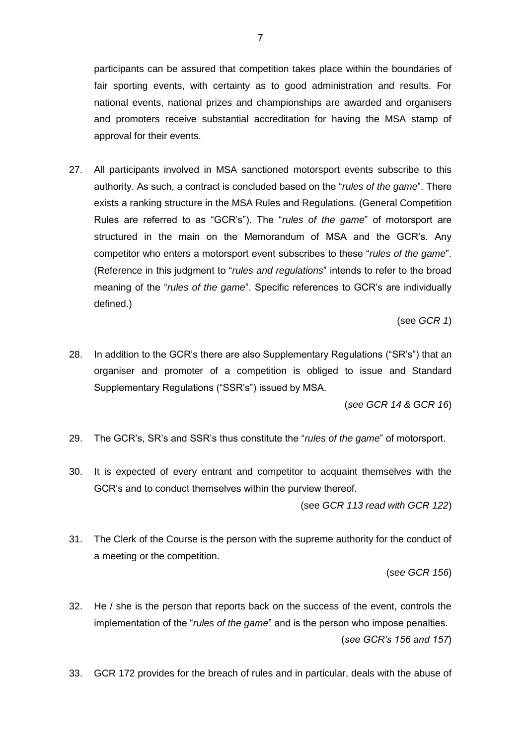participants can be assured that competition takes place within the boundaries of fair sporting events, with certainty as to good administration and results. For national events, national prizes and championships are awarded and organisers and promoters receive substantial accreditation for having the MSA stamp of approval for their events.

27. All participants involved in MSA sanctioned motorsport events subscribe to this authority. As such, a contract is concluded based on the "*rules of the game*". There exists a ranking structure in the MSA Rules and Regulations. (General Competition Rules are referred to as "GCR's"). The "*rules of the game*" of motorsport are structured in the main on the Memorandum of MSA and the GCR's. Any competitor who enters a motorsport event subscribes to these "*rules of the game*". (Reference in this judgment to "*rules and regulations*" intends to refer to the broad meaning of the "*rules of the game*". Specific references to GCR's are individually defined.)

   (see *GCR 1*)

28. In addition to the GCR's there are also Supplementary Regulations ("SR's") that an organiser and promoter of a competition is obliged to issue and Standard Supplementary Regulations ("SSR's") issued by MSA.

   (*see GCR 14 & GCR 16*)

29. The GCR's, SR's and SSR's thus constitute the "*rules of the game*" of motorsport.

30. It is expected of every entrant and competitor to acquaint themselves with the GCR's and to conduct themselves within the purview thereof.

   (see *GCR 113 read with GCR 122*)

31. The Clerk of the Course is the person with the supreme authority for the conduct of a meeting or the competition.

   (*see GCR 156*)

32. He / she is the person that reports back on the success of the event, controls the implementation of the "*rules of the game*" and is the person who impose penalties.

   (*see GCR's 156 and 157*)

33. GCR 172 provides for the breach of rules and in particular, deals with the abuse of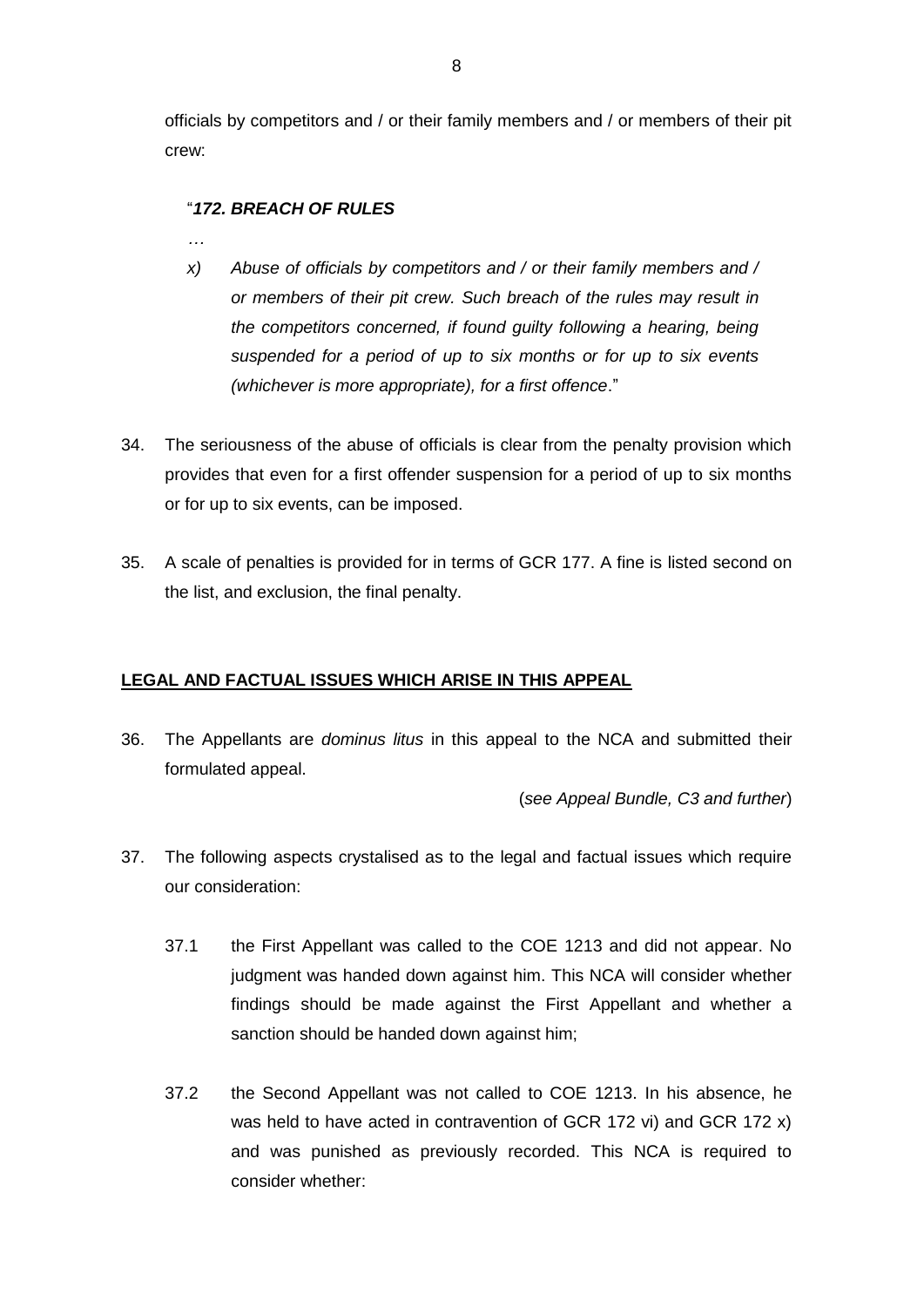officials by competitors and / or their family members and / or members of their pit crew:

"***172. BREACH OF RULES***

*…*

*x) Abuse of officials by competitors and / or their family members and / or members of their pit crew. Such breach of the rules may result in the competitors concerned, if found guilty following a hearing, being suspended for a period of up to six months or for up to six events (whichever is more appropriate), for a first offence*."

34. The seriousness of the abuse of officials is clear from the penalty provision which provides that even for a first offender suspension for a period of up to six months or for up to six events, can be imposed.

35. A scale of penalties is provided for in terms of GCR 177. A fine is listed second on the list, and exclusion, the final penalty.

**<u>LEGAL AND FACTUAL ISSUES WHICH ARISE IN THIS APPEAL</u>**

36. The Appellants are *dominus litus* in this appeal to the NCA and submitted their formulated appeal.

(*see Appeal Bundle, C3 and further*)

37. The following aspects crystalised as to the legal and factual issues which require our consideration:

    37.1 the First Appellant was called to the COE 1213 and did not appear. No judgment was handed down against him. This NCA will consider whether findings should be made against the First Appellant and whether a sanction should be handed down against him;

    37.2 the Second Appellant was not called to COE 1213. In his absence, he was held to have acted in contravention of GCR 172 vi) and GCR 172 x) and was punished as previously recorded. This NCA is required to consider whether: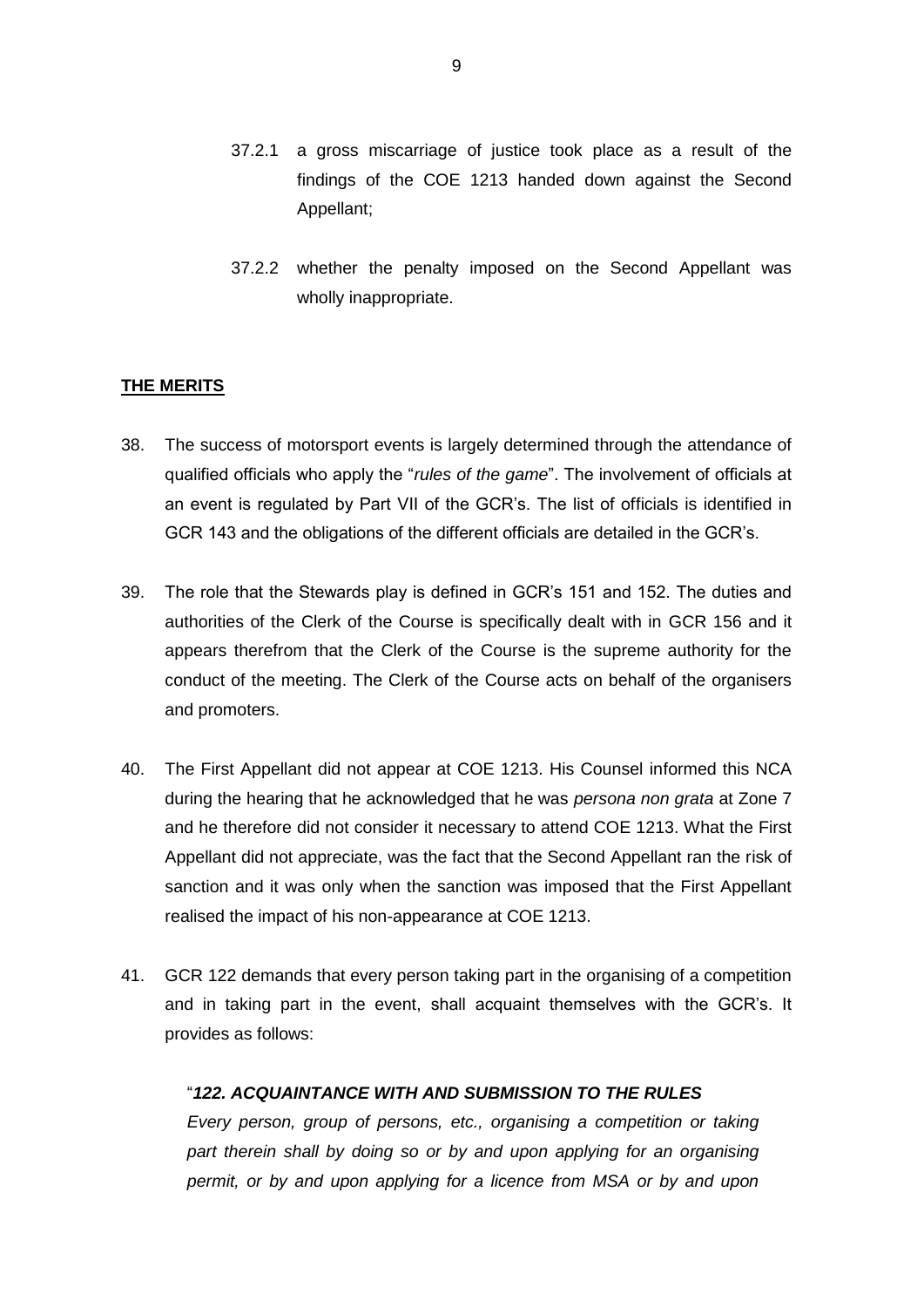37.2.1 a gross miscarriage of justice took place as a result of the findings of the COE 1213 handed down against the Second Appellant;

37.2.2 whether the penalty imposed on the Second Appellant was wholly inappropriate.

## **THE MERITS**

38. The success of motorsport events is largely determined through the attendance of qualified officials who apply the "*rules of the game*". The involvement of officials at an event is regulated by Part VII of the GCR's. The list of officials is identified in GCR 143 and the obligations of the different officials are detailed in the GCR's.

39. The role that the Stewards play is defined in GCR's 151 and 152. The duties and authorities of the Clerk of the Course is specifically dealt with in GCR 156 and it appears therefrom that the Clerk of the Course is the supreme authority for the conduct of the meeting. The Clerk of the Course acts on behalf of the organisers and promoters.

40. The First Appellant did not appear at COE 1213. His Counsel informed this NCA during the hearing that he acknowledged that he was *persona non grata* at Zone 7 and he therefore did not consider it necessary to attend COE 1213. What the First Appellant did not appreciate, was the fact that the Second Appellant ran the risk of sanction and it was only when the sanction was imposed that the First Appellant realised the impact of his non-appearance at COE 1213.

41. GCR 122 demands that every person taking part in the organising of a competition and in taking part in the event, shall acquaint themselves with the GCR's. It provides as follows:

"***122. ACQUAINTANCE WITH AND SUBMISSION TO THE RULES***
*Every person, group of persons, etc., organising a competition or taking part therein shall by doing so or by and upon applying for an organising permit, or by and upon applying for a licence from MSA or by and upon*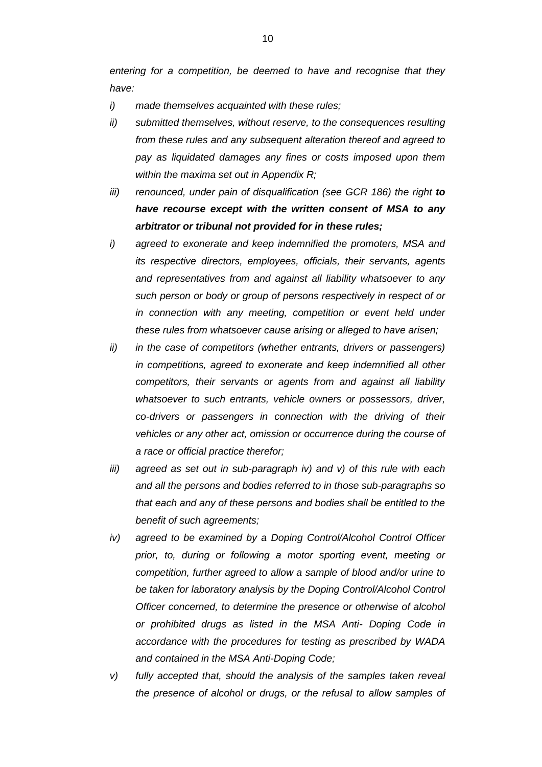*entering for a competition, be deemed to have and recognise that they have:*

*i) made themselves acquainted with these rules;*

*ii) submitted themselves, without reserve, to the consequences resulting from these rules and any subsequent alteration thereof and agreed to pay as liquidated damages any fines or costs imposed upon them within the maxima set out in Appendix R;*

*iii) renounced, under pain of disqualification (see GCR 186) the right* ***to have recourse except with the written consent of MSA to any arbitrator or tribunal not provided for in these rules;***

*i) agreed to exonerate and keep indemnified the promoters, MSA and its respective directors, employees, officials, their servants, agents and representatives from and against all liability whatsoever to any such person or body or group of persons respectively in respect of or in connection with any meeting, competition or event held under these rules from whatsoever cause arising or alleged to have arisen;*

*ii) in the case of competitors (whether entrants, drivers or passengers) in competitions, agreed to exonerate and keep indemnified all other competitors, their servants or agents from and against all liability whatsoever to such entrants, vehicle owners or possessors, driver, co-drivers or passengers in connection with the driving of their vehicles or any other act, omission or occurrence during the course of a race or official practice therefor;*

*iii) agreed as set out in sub-paragraph iv) and v) of this rule with each and all the persons and bodies referred to in those sub-paragraphs so that each and any of these persons and bodies shall be entitled to the benefit of such agreements;*

*iv) agreed to be examined by a Doping Control/Alcohol Control Officer prior, to, during or following a motor sporting event, meeting or competition, further agreed to allow a sample of blood and/or urine to be taken for laboratory analysis by the Doping Control/Alcohol Control Officer concerned, to determine the presence or otherwise of alcohol or prohibited drugs as listed in the MSA Anti- Doping Code in accordance with the procedures for testing as prescribed by WADA and contained in the MSA Anti-Doping Code;*

*v) fully accepted that, should the analysis of the samples taken reveal the presence of alcohol or drugs, or the refusal to allow samples of*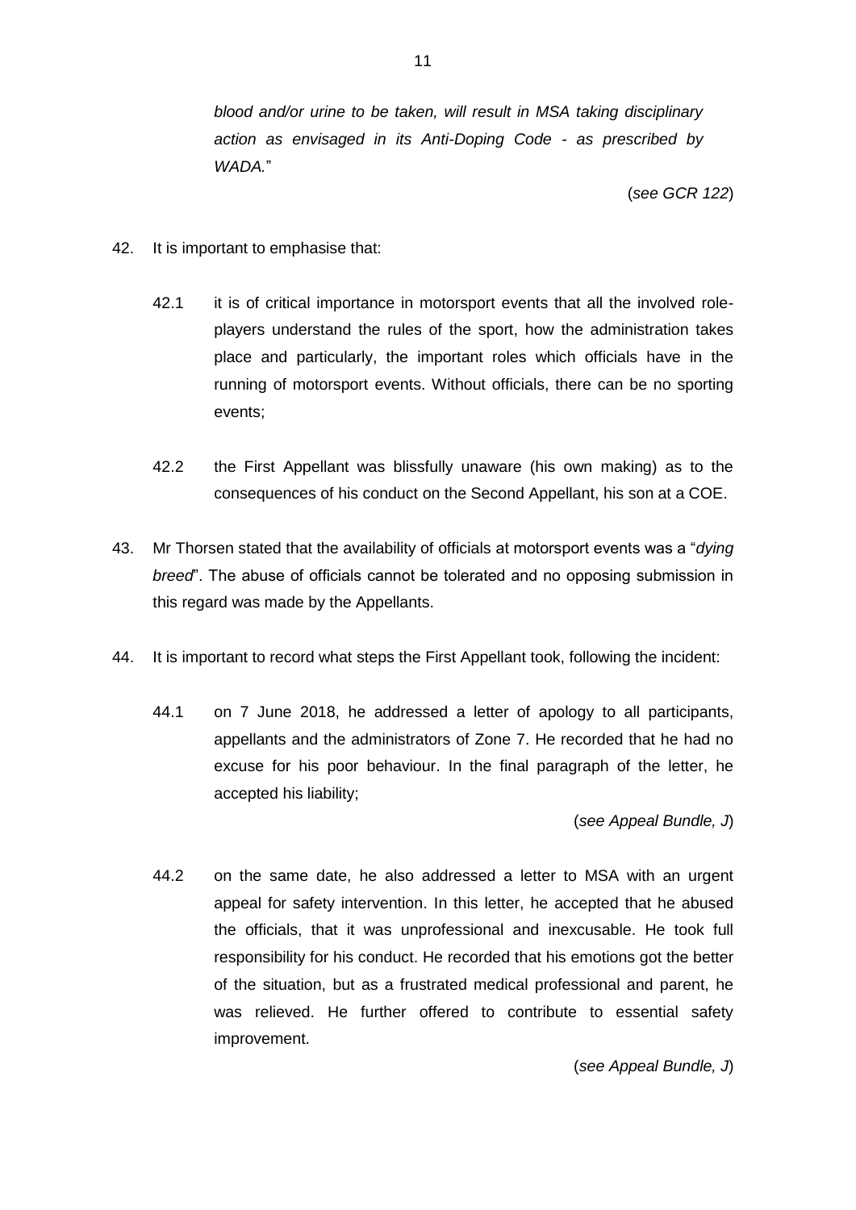*blood and/or urine to be taken, will result in MSA taking disciplinary action as envisaged in its Anti-Doping Code - as prescribed by WADA.*"

(*see GCR 122*)

42. It is important to emphasise that:

    42.1 it is of critical importance in motorsport events that all the involved role-players understand the rules of the sport, how the administration takes place and particularly, the important roles which officials have in the running of motorsport events. Without officials, there can be no sporting events;

    42.2 the First Appellant was blissfully unaware (his own making) as to the consequences of his conduct on the Second Appellant, his son at a COE.

43. Mr Thorsen stated that the availability of officials at motorsport events was a "*dying breed*". The abuse of officials cannot be tolerated and no opposing submission in this regard was made by the Appellants.

44. It is important to record what steps the First Appellant took, following the incident:

    44.1 on 7 June 2018, he addressed a letter of apology to all participants, appellants and the administrators of Zone 7. He recorded that he had no excuse for his poor behaviour. In the final paragraph of the letter, he accepted his liability;

    (*see Appeal Bundle, J*)

    44.2 on the same date, he also addressed a letter to MSA with an urgent appeal for safety intervention. In this letter, he accepted that he abused the officials, that it was unprofessional and inexcusable. He took full responsibility for his conduct. He recorded that his emotions got the better of the situation, but as a frustrated medical professional and parent, he was relieved. He further offered to contribute to essential safety improvement.

    (*see Appeal Bundle, J*)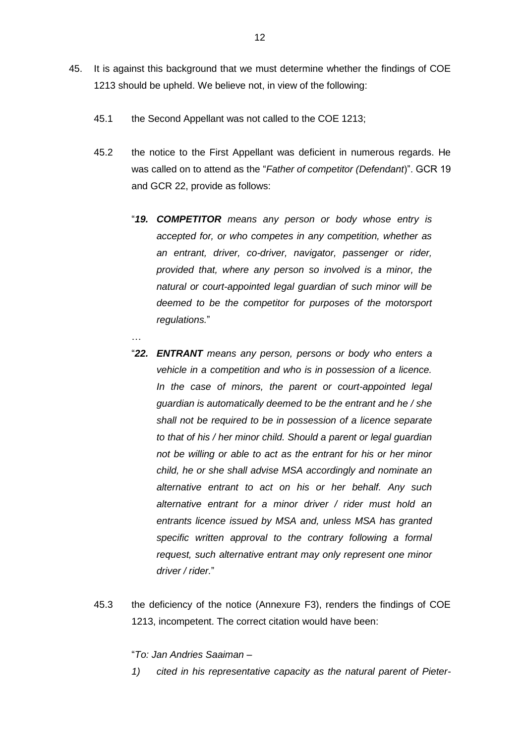45. It is against this background that we must determine whether the findings of COE 1213 should be upheld. We believe not, in view of the following:

    45.1 the Second Appellant was not called to the COE 1213;

    45.2 the notice to the First Appellant was deficient in numerous regards. He was called on to attend as the "*Father of competitor (Defendant)*". GCR 19 and GCR 22, provide as follows:

    > "***19. COMPETITOR** means any person or body whose entry is accepted for, or who competes in any competition, whether as an entrant, driver, co-driver, navigator, passenger or rider, provided that, where any person so involved is a minor, the natural or court-appointed legal guardian of such minor will be deemed to be the competitor for purposes of the motorsport regulations.*"
    >
    > …
    >
    > "***22. ENTRANT** means any person, persons or body who enters a vehicle in a competition and who is in possession of a licence. In the case of minors, the parent or court-appointed legal guardian is automatically deemed to be the entrant and he / she shall not be required to be in possession of a licence separate to that of his / her minor child. Should a parent or legal guardian not be willing or able to act as the entrant for his or her minor child, he or she shall advise MSA accordingly and nominate an alternative entrant to act on his or her behalf. Any such alternative entrant for a minor driver / rider must hold an entrants licence issued by MSA and, unless MSA has granted specific written approval to the contrary following a formal request, such alternative entrant may only represent one minor driver / rider.*"

    45.3 the deficiency of the notice (Annexure F3), renders the findings of COE 1213, incompetent. The correct citation would have been:

    > "*To: Jan Andries Saaiman –*
    >
    > *1) cited in his representative capacity as the natural parent of Pieter-*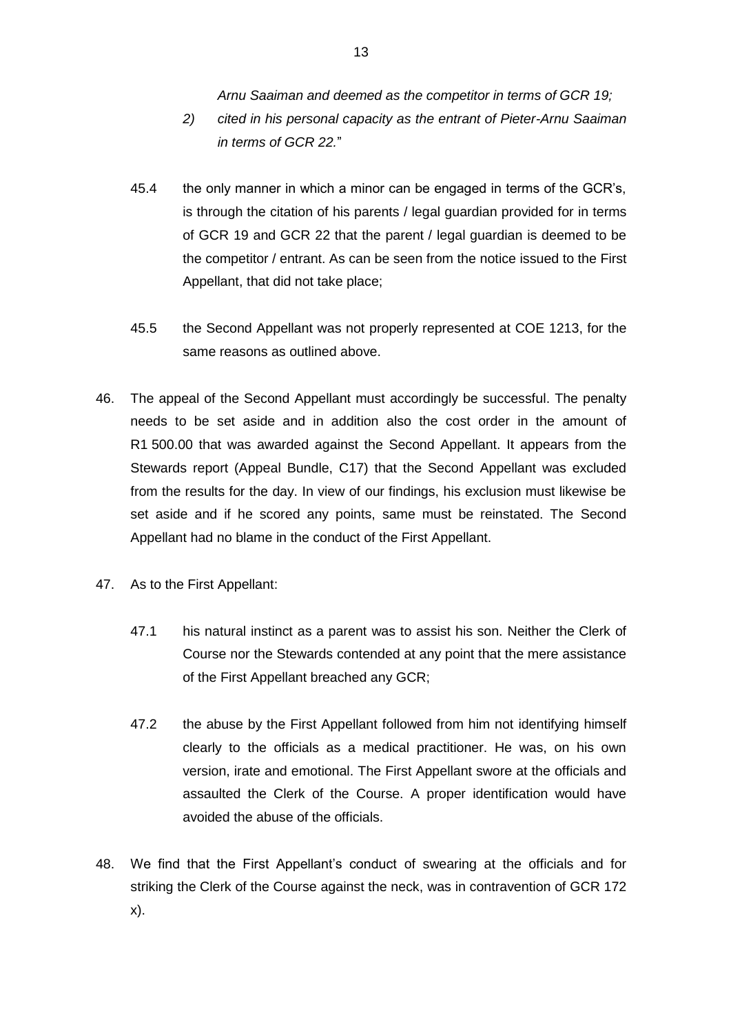*Arnu Saaiman and deemed as the competitor in terms of GCR 19;*

*2) cited in his personal capacity as the entrant of Pieter-Arnu Saaiman in terms of GCR 22.*"

45.4 the only manner in which a minor can be engaged in terms of the GCR's, is through the citation of his parents / legal guardian provided for in terms of GCR 19 and GCR 22 that the parent / legal guardian is deemed to be the competitor / entrant. As can be seen from the notice issued to the First Appellant, that did not take place;

45.5 the Second Appellant was not properly represented at COE 1213, for the same reasons as outlined above.

46. The appeal of the Second Appellant must accordingly be successful. The penalty needs to be set aside and in addition also the cost order in the amount of R1 500.00 that was awarded against the Second Appellant. It appears from the Stewards report (Appeal Bundle, C17) that the Second Appellant was excluded from the results for the day. In view of our findings, his exclusion must likewise be set aside and if he scored any points, same must be reinstated. The Second Appellant had no blame in the conduct of the First Appellant.

47. As to the First Appellant:

47.1 his natural instinct as a parent was to assist his son. Neither the Clerk of Course nor the Stewards contended at any point that the mere assistance of the First Appellant breached any GCR;

47.2 the abuse by the First Appellant followed from him not identifying himself clearly to the officials as a medical practitioner. He was, on his own version, irate and emotional. The First Appellant swore at the officials and assaulted the Clerk of the Course. A proper identification would have avoided the abuse of the officials.

48. We find that the First Appellant's conduct of swearing at the officials and for striking the Clerk of the Course against the neck, was in contravention of GCR 172 x).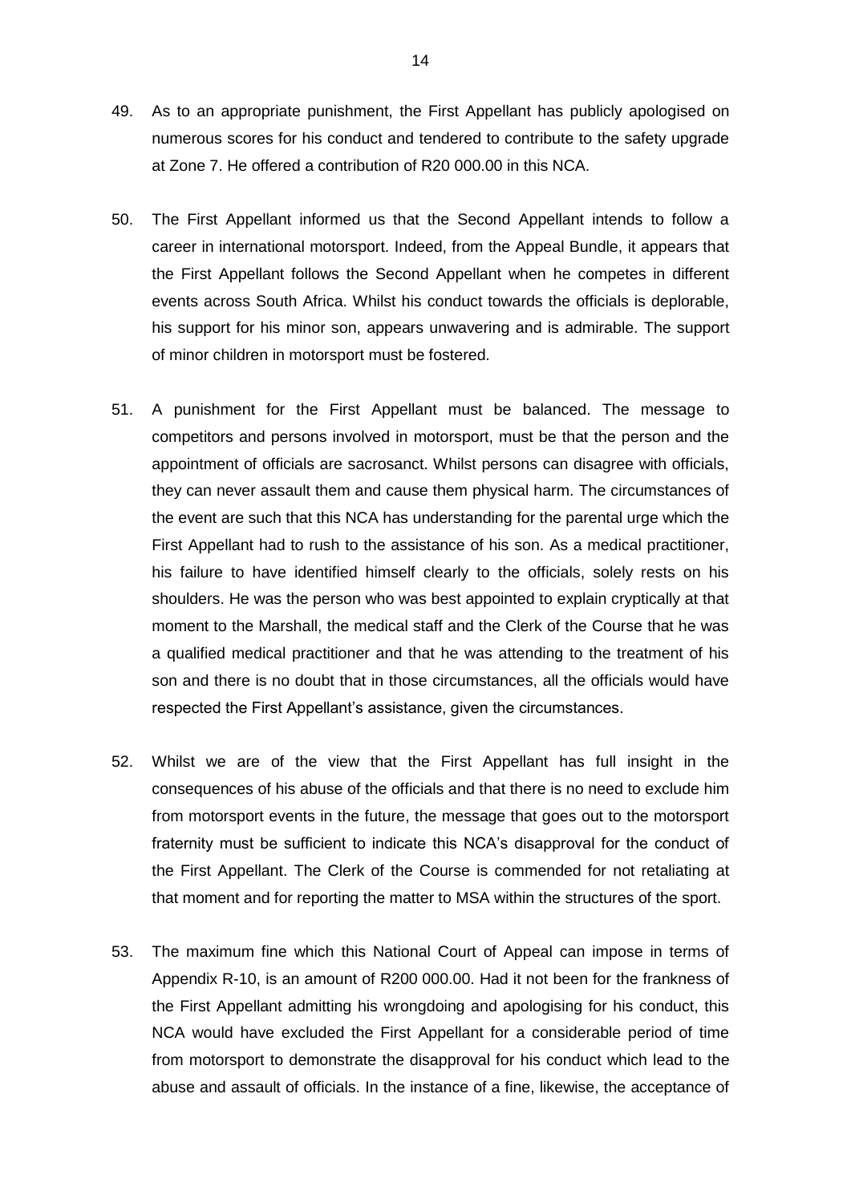49. As to an appropriate punishment, the First Appellant has publicly apologised on numerous scores for his conduct and tendered to contribute to the safety upgrade at Zone 7. He offered a contribution of R20 000.00 in this NCA.

50. The First Appellant informed us that the Second Appellant intends to follow a career in international motorsport. Indeed, from the Appeal Bundle, it appears that the First Appellant follows the Second Appellant when he competes in different events across South Africa. Whilst his conduct towards the officials is deplorable, his support for his minor son, appears unwavering and is admirable. The support of minor children in motorsport must be fostered.

51. A punishment for the First Appellant must be balanced. The message to competitors and persons involved in motorsport, must be that the person and the appointment of officials are sacrosanct. Whilst persons can disagree with officials, they can never assault them and cause them physical harm. The circumstances of the event are such that this NCA has understanding for the parental urge which the First Appellant had to rush to the assistance of his son. As a medical practitioner, his failure to have identified himself clearly to the officials, solely rests on his shoulders. He was the person who was best appointed to explain cryptically at that moment to the Marshall, the medical staff and the Clerk of the Course that he was a qualified medical practitioner and that he was attending to the treatment of his son and there is no doubt that in those circumstances, all the officials would have respected the First Appellant's assistance, given the circumstances.

52. Whilst we are of the view that the First Appellant has full insight in the consequences of his abuse of the officials and that there is no need to exclude him from motorsport events in the future, the message that goes out to the motorsport fraternity must be sufficient to indicate this NCA's disapproval for the conduct of the First Appellant. The Clerk of the Course is commended for not retaliating at that moment and for reporting the matter to MSA within the structures of the sport.

53. The maximum fine which this National Court of Appeal can impose in terms of Appendix R-10, is an amount of R200 000.00. Had it not been for the frankness of the First Appellant admitting his wrongdoing and apologising for his conduct, this NCA would have excluded the First Appellant for a considerable period of time from motorsport to demonstrate the disapproval for his conduct which lead to the abuse and assault of officials. In the instance of a fine, likewise, the acceptance of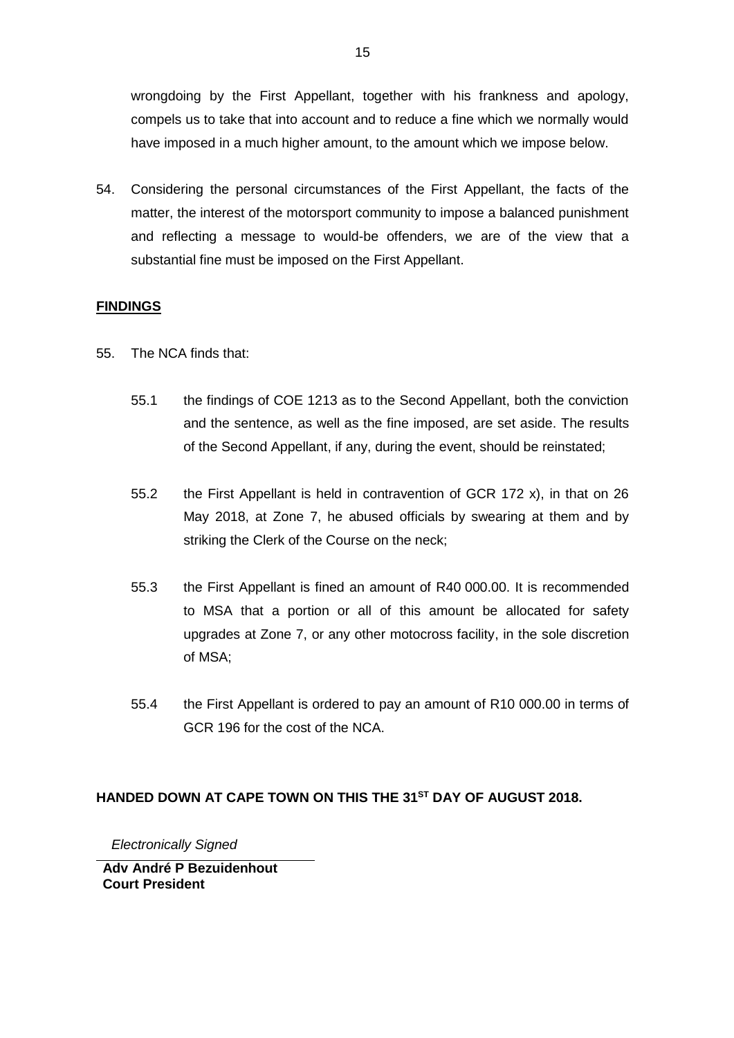wrongdoing by the First Appellant, together with his frankness and apology, compels us to take that into account and to reduce a fine which we normally would have imposed in a much higher amount, to the amount which we impose below.

54. Considering the personal circumstances of the First Appellant, the facts of the matter, the interest of the motorsport community to impose a balanced punishment and reflecting a message to would-be offenders, we are of the view that a substantial fine must be imposed on the First Appellant.

## FINDINGS

55. The NCA finds that:

    55.1 the findings of COE 1213 as to the Second Appellant, both the conviction and the sentence, as well as the fine imposed, are set aside. The results of the Second Appellant, if any, during the event, should be reinstated;

    55.2 the First Appellant is held in contravention of GCR 172 x), in that on 26 May 2018, at Zone 7, he abused officials by swearing at them and by striking the Clerk of the Course on the neck;

    55.3 the First Appellant is fined an amount of R40 000.00. It is recommended to MSA that a portion or all of this amount be allocated for safety upgrades at Zone 7, or any other motocross facility, in the sole discretion of MSA;

    55.4 the First Appellant is ordered to pay an amount of R10 000.00 in terms of GCR 196 for the cost of the NCA.

**HANDED DOWN AT CAPE TOWN ON THIS THE 31ST DAY OF AUGUST 2018.**

*Electronically Signed*

**Adv André P Bezuidenhout**
**Court President**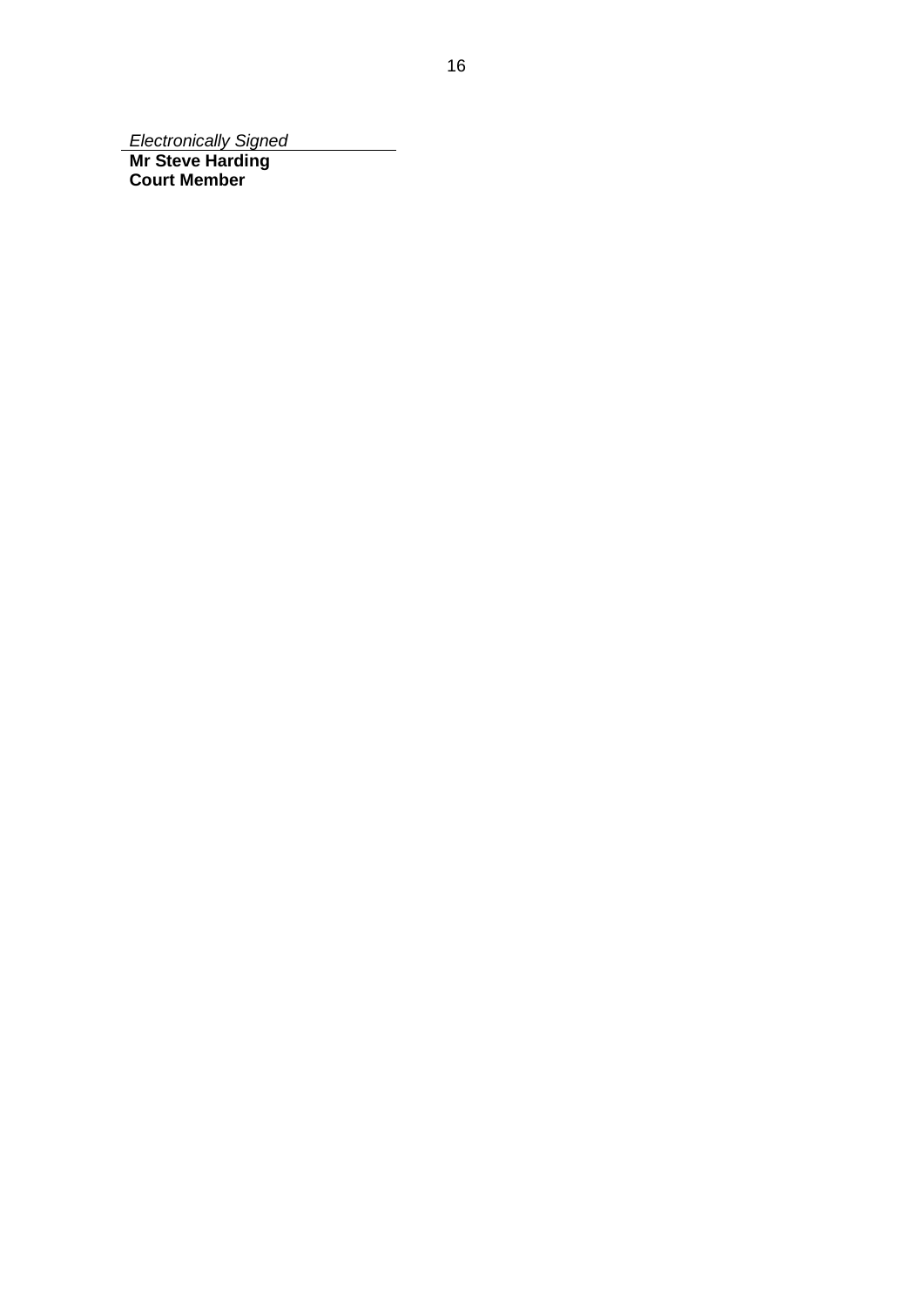*Electronically Signed*

**Mr Steve Harding**
**Court Member**